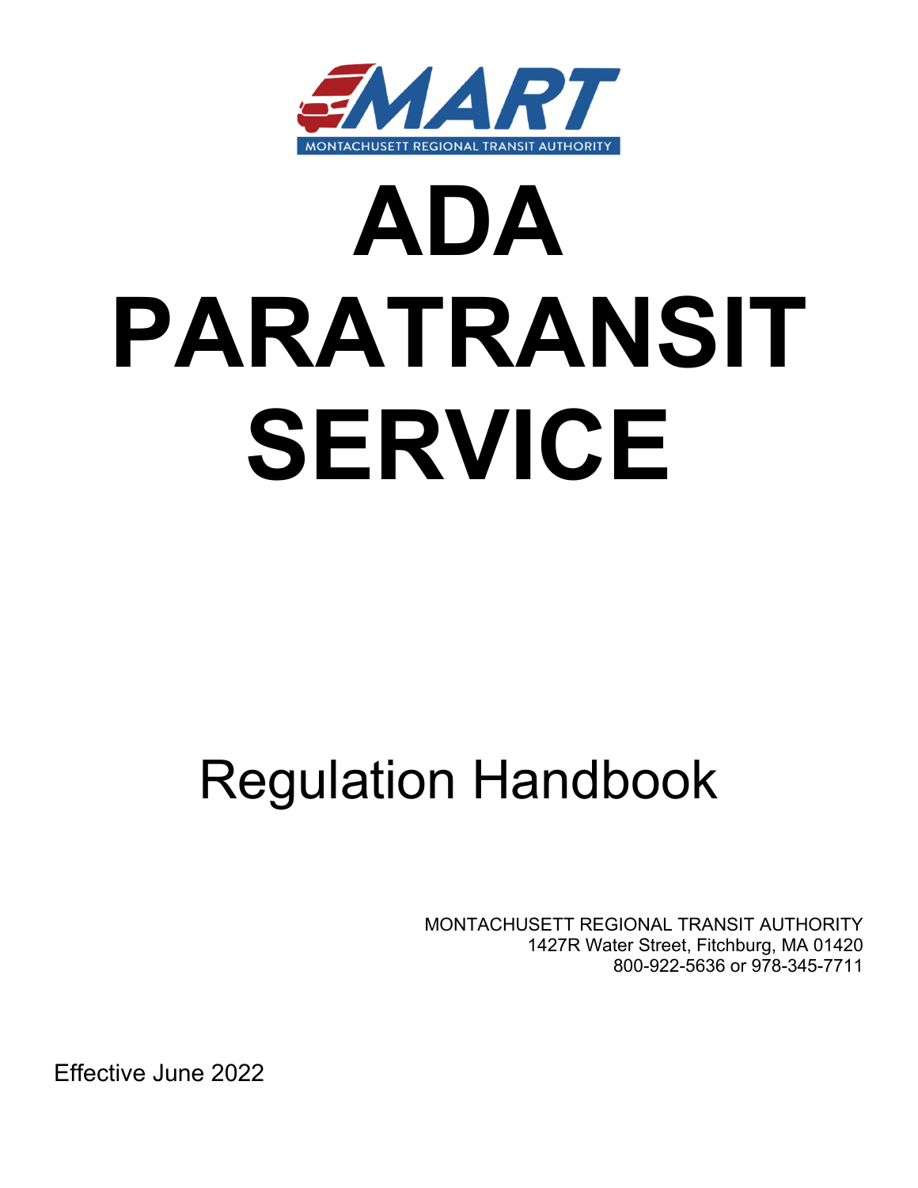MART

MONTACHUSETT REGIONAL TRANSIT AUTHORITY

# ADA PARATRANSIT SERVICE

## Regulation Handbook

MONTACHUSETT REGIONAL TRANSIT AUTHORITY
1427R Water Street, Fitchburg, MA 01420
800-922-5636 or 978-345-7711

Effective June 2022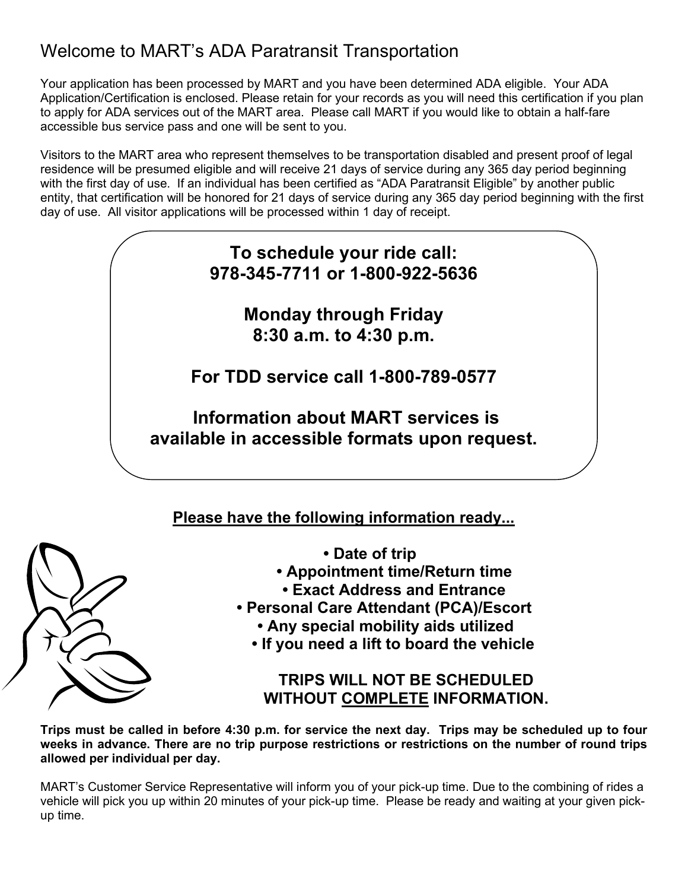# Welcome to MART's ADA Paratransit Transportation

Your application has been processed by MART and you have been determined ADA eligible. Your ADA Application/Certification is enclosed. Please retain for your records as you will need this certification if you plan to apply for ADA services out of the MART area. Please call MART if you would like to obtain a half-fare accessible bus service pass and one will be sent to you.

Visitors to the MART area who represent themselves to be transportation disabled and present proof of legal residence will be presumed eligible and will receive 21 days of service during any 365 day period beginning with the first day of use. If an individual has been certified as "ADA Paratransit Eligible" by another public entity, that certification will be honored for 21 days of service during any 365 day period beginning with the first day of use. All visitor applications will be processed within 1 day of receipt.

**To schedule your ride call:**
**978-345-7711 or 1-800-922-5636**

**Monday through Friday**
**8:30 a.m. to 4:30 p.m.**

**For TDD service call 1-800-789-0577**

**Information about MART services is available in accessible formats upon request.**

**Please have the following information ready...**

- **Date of trip**
- **Appointment time/Return time**
- **Exact Address and Entrance**
- **Personal Care Attendant (PCA)/Escort**
- **Any special mobility aids utilized**
- **If you need a lift to board the vehicle**

**TRIPS WILL NOT BE SCHEDULED WITHOUT COMPLETE INFORMATION.**

**Trips must be called in before 4:30 p.m. for service the next day. Trips may be scheduled up to four weeks in advance. There are no trip purpose restrictions or restrictions on the number of round trips allowed per individual per day.**

MART's Customer Service Representative will inform you of your pick-up time. Due to the combining of rides a vehicle will pick you up within 20 minutes of your pick-up time. Please be ready and waiting at your given pick-up time.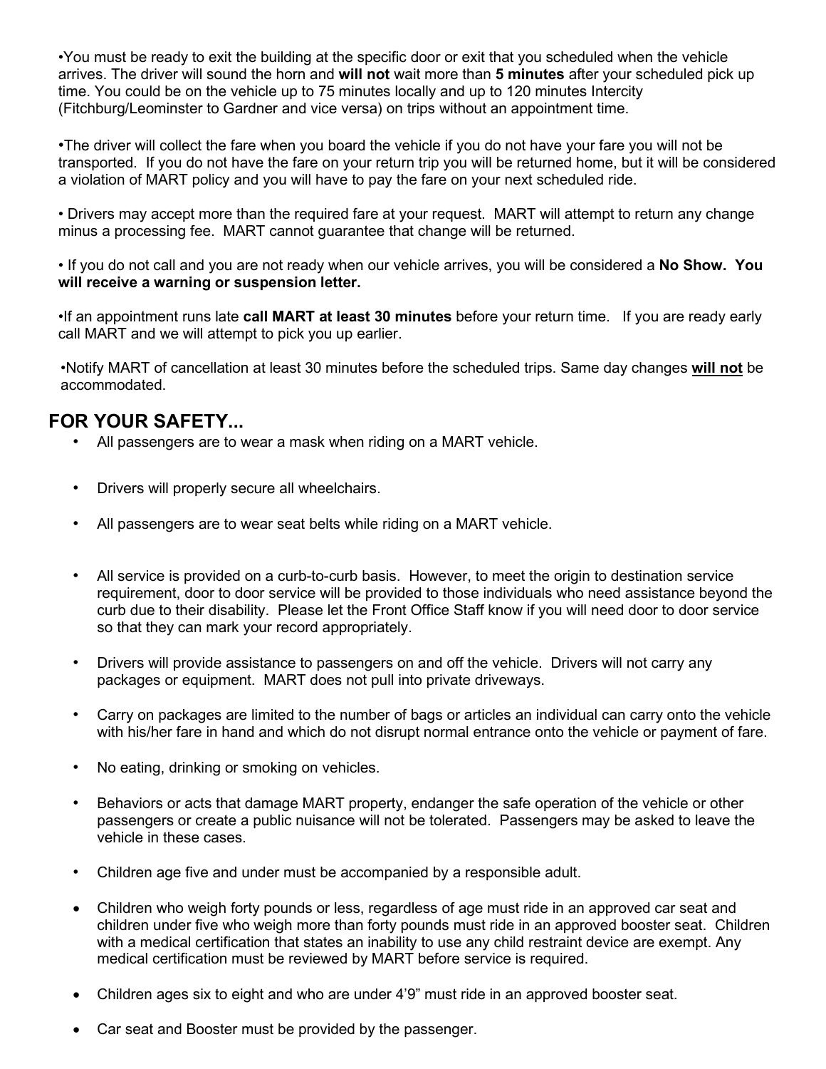- You must be ready to exit the building at the specific door or exit that you scheduled when the vehicle arrives. The driver will sound the horn and **will not** wait more than **5 minutes** after your scheduled pick up time. You could be on the vehicle up to 75 minutes locally and up to 120 minutes Intercity (Fitchburg/Leominster to Gardner and vice versa) on trips without an appointment time.

- The driver will collect the fare when you board the vehicle if you do not have your fare you will not be transported. If you do not have the fare on your return trip you will be returned home, but it will be considered a violation of MART policy and you will have to pay the fare on your next scheduled ride.

- Drivers may accept more than the required fare at your request. MART will attempt to return any change minus a processing fee. MART cannot guarantee that change will be returned.

- If you do not call and you are not ready when our vehicle arrives, you will be considered a **No Show. You will receive a warning or suspension letter.**

- If an appointment runs late **call MART at least 30 minutes** before your return time. If you are ready early call MART and we will attempt to pick you up earlier.

- Notify MART of cancellation at least 30 minutes before the scheduled trips. Same day changes **will not** be accommodated.

## FOR YOUR SAFETY...

- All passengers are to wear a mask when riding on a MART vehicle.
- Drivers will properly secure all wheelchairs.
- All passengers are to wear seat belts while riding on a MART vehicle.
- All service is provided on a curb-to-curb basis. However, to meet the origin to destination service requirement, door to door service will be provided to those individuals who need assistance beyond the curb due to their disability. Please let the Front Office Staff know if you will need door to door service so that they can mark your record appropriately.
- Drivers will provide assistance to passengers on and off the vehicle. Drivers will not carry any packages or equipment. MART does not pull into private driveways.
- Carry on packages are limited to the number of bags or articles an individual can carry onto the vehicle with his/her fare in hand and which do not disrupt normal entrance onto the vehicle or payment of fare.
- No eating, drinking or smoking on vehicles.
- Behaviors or acts that damage MART property, endanger the safe operation of the vehicle or other passengers or create a public nuisance will not be tolerated. Passengers may be asked to leave the vehicle in these cases.
- Children age five and under must be accompanied by a responsible adult.
- Children who weigh forty pounds or less, regardless of age must ride in an approved car seat and children under five who weigh more than forty pounds must ride in an approved booster seat. Children with a medical certification that states an inability to use any child restraint device are exempt. Any medical certification must be reviewed by MART before service is required.
- Children ages six to eight and who are under 4'9" must ride in an approved booster seat.
- Car seat and Booster must be provided by the passenger.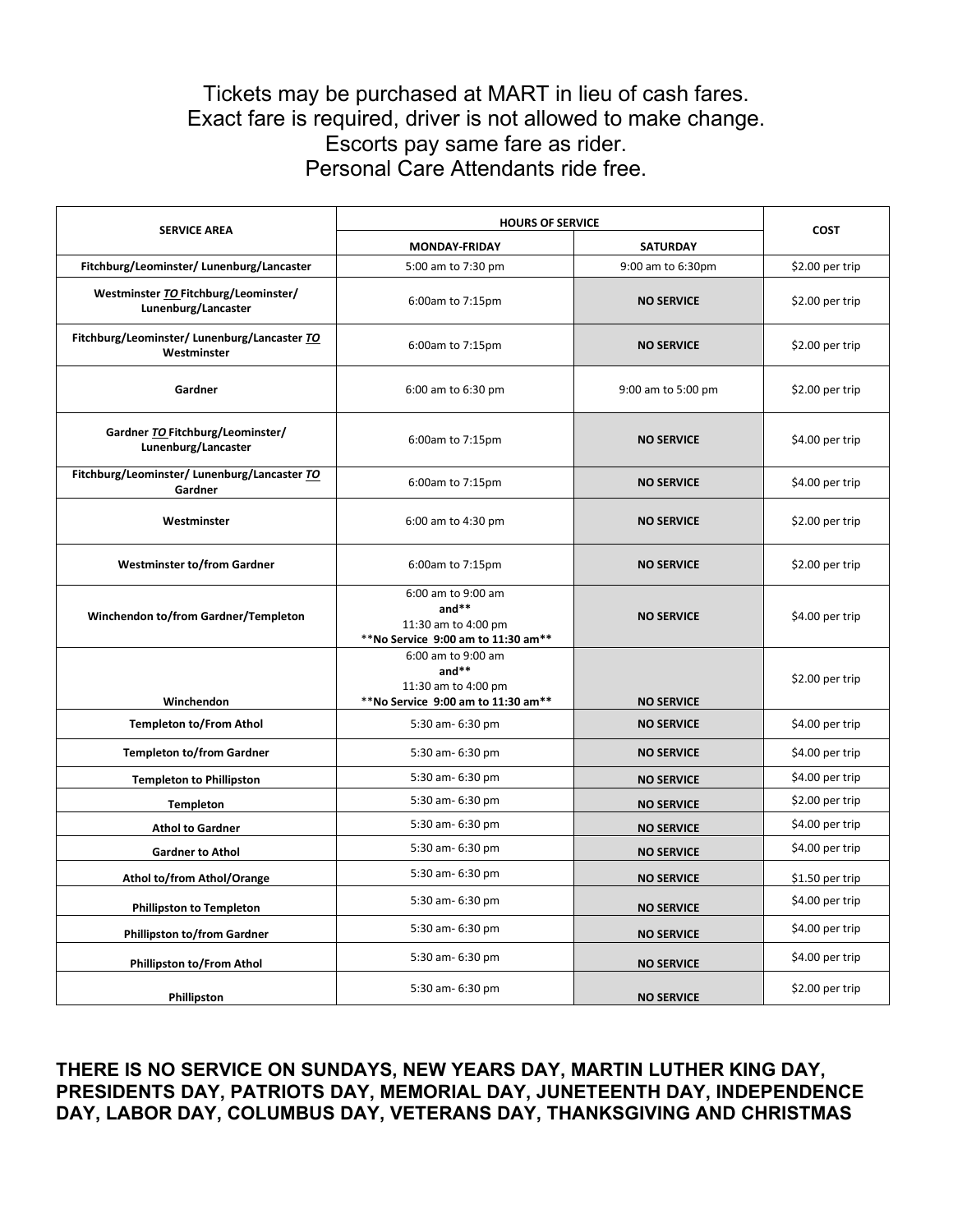Tickets may be purchased at MART in lieu of cash fares.
Exact fare is required, driver is not allowed to make change.
Escorts pay same fare as rider.
Personal Care Attendants ride free.

| SERVICE AREA | HOURS OF SERVICE | | COST |
|---|---|---|---|
| | MONDAY-FRIDAY | SATURDAY | |
| Fitchburg/Leominster/ Lunenburg/Lancaster | 5:00 am to 7:30 pm | 9:00 am to 6:30pm | $2.00 per trip |
| Westminster ***TO*** Fitchburg/Leominster/ Lunenburg/Lancaster | 6:00am to 7:15pm | NO SERVICE | $2.00 per trip |
| Fitchburg/Leominster/ Lunenburg/Lancaster ***TO*** Westminster | 6:00am to 7:15pm | NO SERVICE | $2.00 per trip |
| Gardner | 6:00 am to 6:30 pm | 9:00 am to 5:00 pm | $2.00 per trip |
| Gardner ***TO*** Fitchburg/Leominster/ Lunenburg/Lancaster | 6:00am to 7:15pm | NO SERVICE | $4.00 per trip |
| Fitchburg/Leominster/ Lunenburg/Lancaster ***TO*** Gardner | 6:00am to 7:15pm | NO SERVICE | $4.00 per trip |
| Westminster | 6:00 am to 4:30 pm | NO SERVICE | $2.00 per trip |
| Westminster to/from Gardner | 6:00am to 7:15pm | NO SERVICE | $2.00 per trip |
| Winchendon to/from Gardner/Templeton | 6:00 am to 9:00 am **and**** 11:30 am to 4:00 pm ****No Service 9:00 am to 11:30 am**** | NO SERVICE | $4.00 per trip |
| Winchendon | 6:00 am to 9:00 am **and**** 11:30 am to 4:00 pm ****No Service 9:00 am to 11:30 am**** | NO SERVICE | $2.00 per trip |
| Templeton to/From Athol | 5:30 am- 6:30 pm | NO SERVICE | $4.00 per trip |
| Templeton to/from Gardner | 5:30 am- 6:30 pm | NO SERVICE | $4.00 per trip |
| Templeton to Phillipston | 5:30 am- 6:30 pm | NO SERVICE | $4.00 per trip |
| Templeton | 5:30 am- 6:30 pm | NO SERVICE | $2.00 per trip |
| Athol to Gardner | 5:30 am- 6:30 pm | NO SERVICE | $4.00 per trip |
| Gardner to Athol | 5:30 am- 6:30 pm | NO SERVICE | $4.00 per trip |
| Athol to/from Athol/Orange | 5:30 am- 6:30 pm | NO SERVICE | $1.50 per trip |
| Phillipston to Templeton | 5:30 am- 6:30 pm | NO SERVICE | $4.00 per trip |
| Phillipston to/from Gardner | 5:30 am- 6:30 pm | NO SERVICE | $4.00 per trip |
| Phillipston to/From Athol | 5:30 am- 6:30 pm | NO SERVICE | $4.00 per trip |
| Phillipston | 5:30 am- 6:30 pm | NO SERVICE | $2.00 per trip |

**THERE IS NO SERVICE ON SUNDAYS, NEW YEARS DAY, MARTIN LUTHER KING DAY, PRESIDENTS DAY, PATRIOTS DAY, MEMORIAL DAY, JUNETEENTH DAY, INDEPENDENCE DAY, LABOR DAY, COLUMBUS DAY, VETERANS DAY, THANKSGIVING AND CHRISTMAS**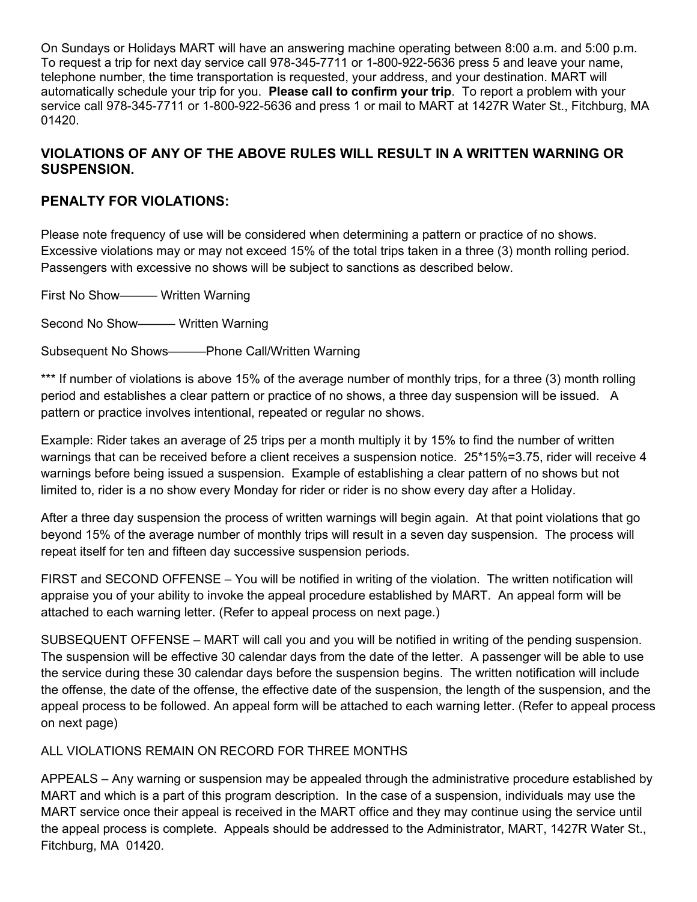On Sundays or Holidays MART will have an answering machine operating between 8:00 a.m. and 5:00 p.m. To request a trip for next day service call 978-345-7711 or 1-800-922-5636 press 5 and leave your name, telephone number, the time transportation is requested, your address, and your destination. MART will automatically schedule your trip for you. **Please call to confirm your trip**. To report a problem with your service call 978-345-7711 or 1-800-922-5636 and press 1 or mail to MART at 1427R Water St., Fitchburg, MA 01420.

**VIOLATIONS OF ANY OF THE ABOVE RULES WILL RESULT IN A WRITTEN WARNING OR SUSPENSION.**

**PENALTY FOR VIOLATIONS:**

Please note frequency of use will be considered when determining a pattern or practice of no shows. Excessive violations may or may not exceed 15% of the total trips taken in a three (3) month rolling period. Passengers with excessive no shows will be subject to sanctions as described below.

First No Show——— Written Warning

Second No Show——— Written Warning

Subsequent No Shows———Phone Call/Written Warning

*** If number of violations is above 15% of the average number of monthly trips, for a three (3) month rolling period and establishes a clear pattern or practice of no shows, a three day suspension will be issued. A pattern or practice involves intentional, repeated or regular no shows.

Example: Rider takes an average of 25 trips per a month multiply it by 15% to find the number of written warnings that can be received before a client receives a suspension notice. 25*15%=3.75, rider will receive 4 warnings before being issued a suspension. Example of establishing a clear pattern of no shows but not limited to, rider is a no show every Monday for rider or rider is no show every day after a Holiday.

After a three day suspension the process of written warnings will begin again. At that point violations that go beyond 15% of the average number of monthly trips will result in a seven day suspension. The process will repeat itself for ten and fifteen day successive suspension periods.

FIRST and SECOND OFFENSE – You will be notified in writing of the violation. The written notification will appraise you of your ability to invoke the appeal procedure established by MART. An appeal form will be attached to each warning letter. (Refer to appeal process on next page.)

SUBSEQUENT OFFENSE – MART will call you and you will be notified in writing of the pending suspension. The suspension will be effective 30 calendar days from the date of the letter. A passenger will be able to use the service during these 30 calendar days before the suspension begins. The written notification will include the offense, the date of the offense, the effective date of the suspension, the length of the suspension, and the appeal process to be followed. An appeal form will be attached to each warning letter. (Refer to appeal process on next page)

ALL VIOLATIONS REMAIN ON RECORD FOR THREE MONTHS

APPEALS – Any warning or suspension may be appealed through the administrative procedure established by MART and which is a part of this program description. In the case of a suspension, individuals may use the MART service once their appeal is received in the MART office and they may continue using the service until the appeal process is complete. Appeals should be addressed to the Administrator, MART, 1427R Water St., Fitchburg, MA 01420.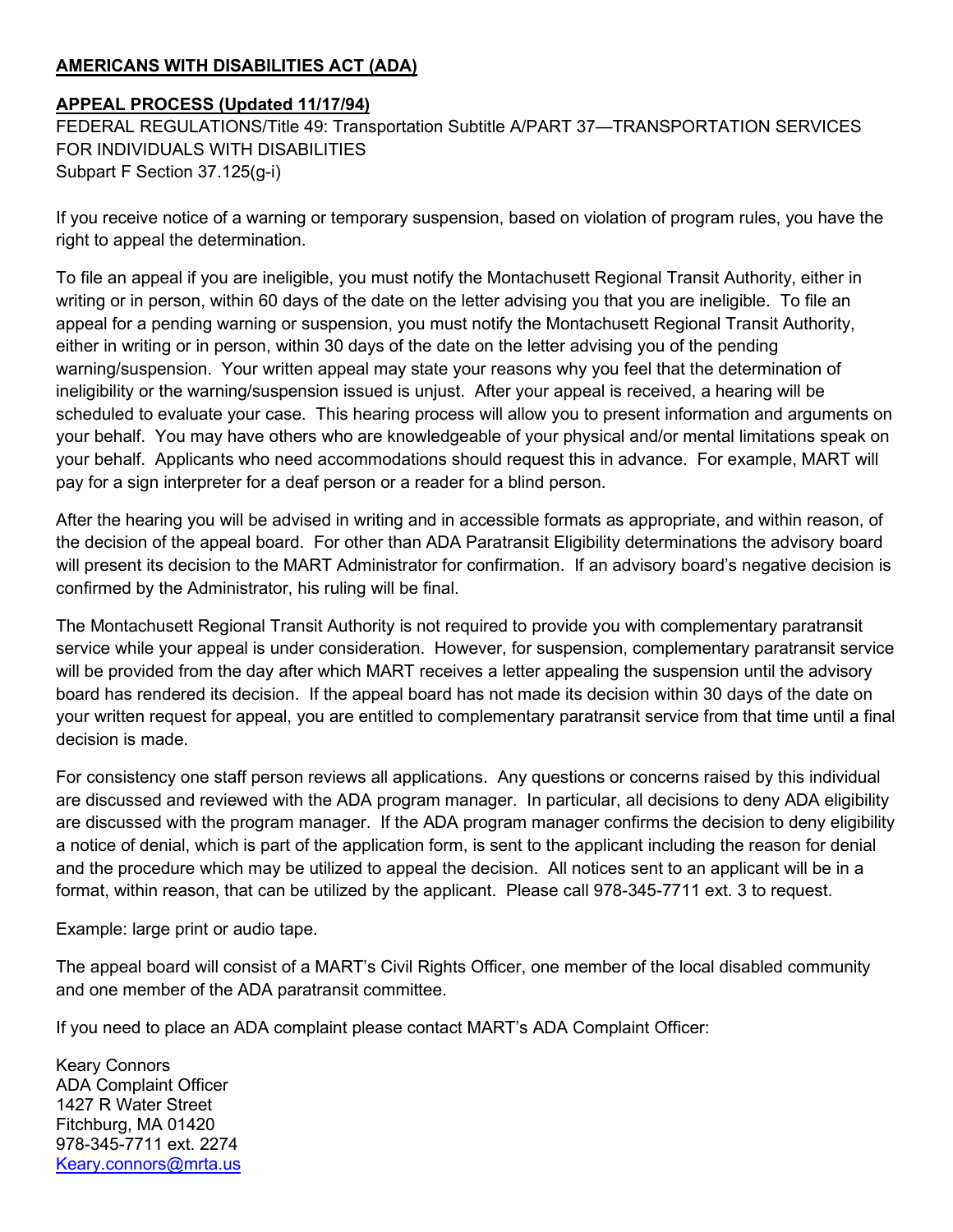**AMERICANS WITH DISABILITIES ACT (ADA)**

**APPEAL PROCESS (Updated 11/17/94)**

FEDERAL REGULATIONS/Title 49: Transportation Subtitle A/PART 37—TRANSPORTATION SERVICES FOR INDIVIDUALS WITH DISABILITIES
Subpart F Section 37.125(g-i)

If you receive notice of a warning or temporary suspension, based on violation of program rules, you have the right to appeal the determination.

To file an appeal if you are ineligible, you must notify the Montachusett Regional Transit Authority, either in writing or in person, within 60 days of the date on the letter advising you that you are ineligible. To file an appeal for a pending warning or suspension, you must notify the Montachusett Regional Transit Authority, either in writing or in person, within 30 days of the date on the letter advising you of the pending warning/suspension. Your written appeal may state your reasons why you feel that the determination of ineligibility or the warning/suspension issued is unjust. After your appeal is received, a hearing will be scheduled to evaluate your case. This hearing process will allow you to present information and arguments on your behalf. You may have others who are knowledgeable of your physical and/or mental limitations speak on your behalf. Applicants who need accommodations should request this in advance. For example, MART will pay for a sign interpreter for a deaf person or a reader for a blind person.

After the hearing you will be advised in writing and in accessible formats as appropriate, and within reason, of the decision of the appeal board. For other than ADA Paratransit Eligibility determinations the advisory board will present its decision to the MART Administrator for confirmation. If an advisory board's negative decision is confirmed by the Administrator, his ruling will be final.

The Montachusett Regional Transit Authority is not required to provide you with complementary paratransit service while your appeal is under consideration. However, for suspension, complementary paratransit service will be provided from the day after which MART receives a letter appealing the suspension until the advisory board has rendered its decision. If the appeal board has not made its decision within 30 days of the date on your written request for appeal, you are entitled to complementary paratransit service from that time until a final decision is made.

For consistency one staff person reviews all applications. Any questions or concerns raised by this individual are discussed and reviewed with the ADA program manager. In particular, all decisions to deny ADA eligibility are discussed with the program manager. If the ADA program manager confirms the decision to deny eligibility a notice of denial, which is part of the application form, is sent to the applicant including the reason for denial and the procedure which may be utilized to appeal the decision. All notices sent to an applicant will be in a format, within reason, that can be utilized by the applicant. Please call 978-345-7711 ext. 3 to request.

Example: large print or audio tape.

The appeal board will consist of a MART's Civil Rights Officer, one member of the local disabled community and one member of the ADA paratransit committee.

If you need to place an ADA complaint please contact MART's ADA Complaint Officer:

Keary Connors
ADA Complaint Officer
1427 R Water Street
Fitchburg, MA 01420
978-345-7711 ext. 2274
Keary.connors@mrta.us